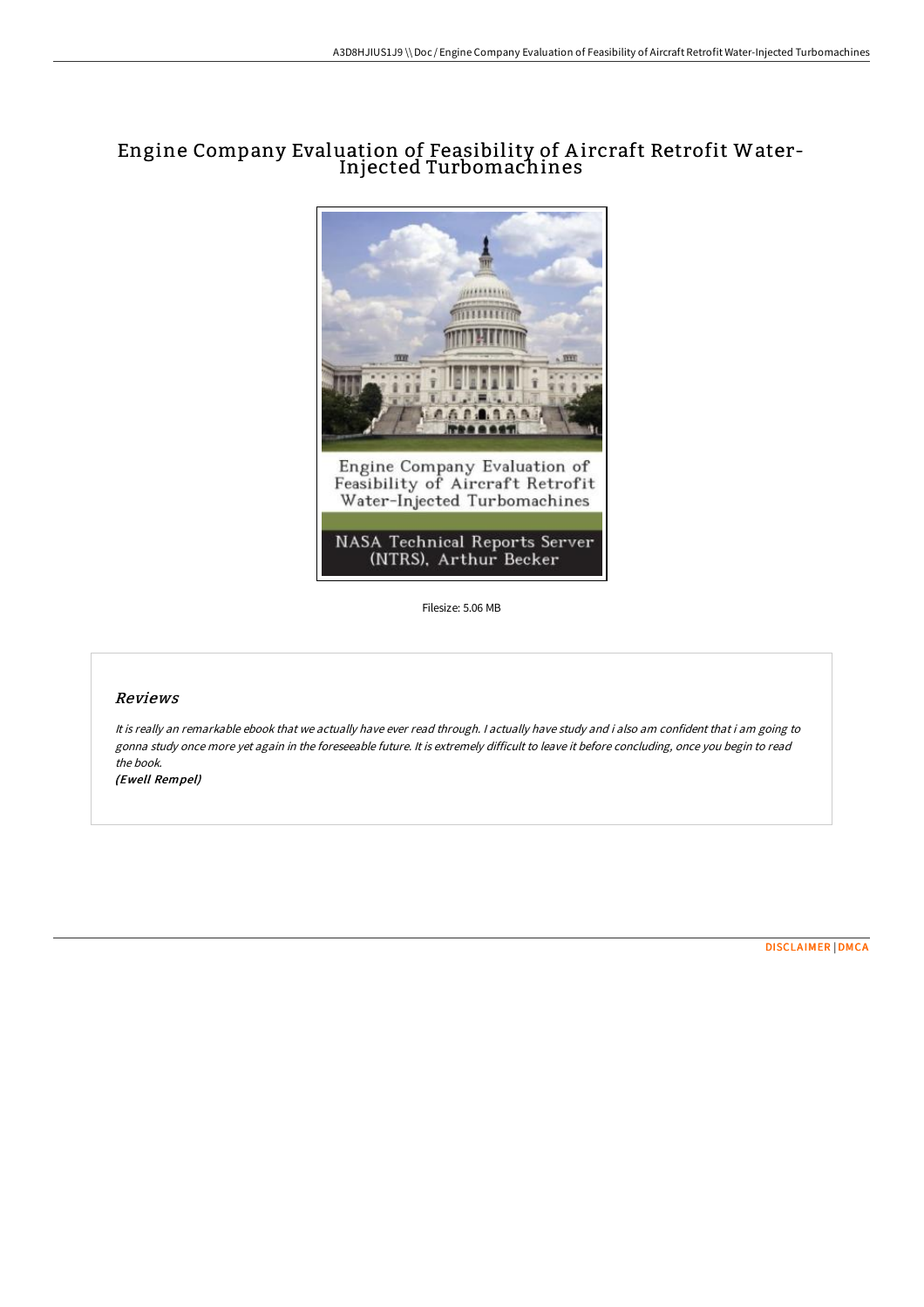# Engine Company Evaluation of Feasibility of Aircraft Retrofit Water-Injected Turbomachines

Filesize: 5.06 MB

## *Reviews*

*It is really an remarkable ebook that we actually have ever read through. I actually have study and i also am confident that i am going to gonna study once more yet again in the foreseeable future. It is extremely difficult to leave it before concluding, once you begin to read the book.*

***(Ewell Rempel)***

DISCLAIMER | DMCA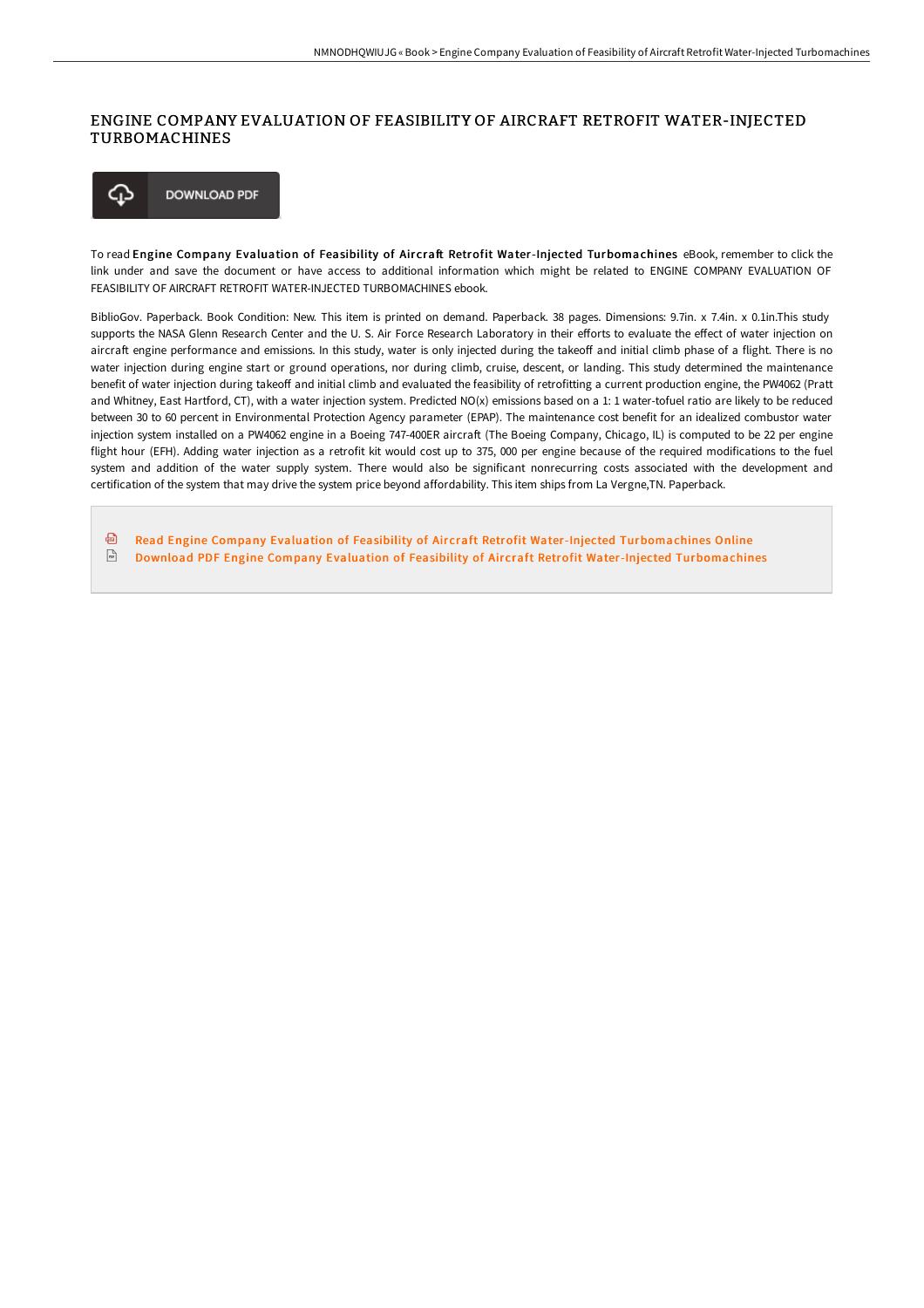# ENGINE COMPANY EVALUATION OF FEASIBILITY OF AIRCRAFT RETROFIT WATER-INJECTED TURBOMACHINES

DOWNLOAD PDF

To read **Engine Company Evaluation of Feasibility of Aircraft Retrofit Water-Injected Turbomachines** eBook, remember to click the link under and save the document or have access to additional information which might be related to ENGINE COMPANY EVALUATION OF FEASIBILITY OF AIRCRAFT RETROFIT WATER-INJECTED TURBOMACHINES ebook.

BiblioGov. Paperback. Book Condition: New. This item is printed on demand. Paperback. 38 pages. Dimensions: 9.7in. x 7.4in. x 0.1in.This study supports the NASA Glenn Research Center and the U. S. Air Force Research Laboratory in their efforts to evaluate the effect of water injection on aircraft engine performance and emissions. In this study, water is only injected during the takeoff and initial climb phase of a flight. There is no water injection during engine start or ground operations, nor during climb, cruise, descent, or landing. This study determined the maintenance benefit of water injection during takeoff and initial climb and evaluated the feasibility of retrofitting a current production engine, the PW4062 (Pratt and Whitney, East Hartford, CT), with a water injection system. Predicted NO(x) emissions based on a 1: 1 water-tofuel ratio are likely to be reduced between 30 to 60 percent in Environmental Protection Agency parameter (EPAP). The maintenance cost benefit for an idealized combustor water injection system installed on a PW4062 engine in a Boeing 747-400ER aircraft (The Boeing Company, Chicago, IL) is computed to be 22 per engine flight hour (EFH). Adding water injection as a retrofit kit would cost up to 375, 000 per engine because of the required modifications to the fuel system and addition of the water supply system. There would also be significant nonrecurring costs associated with the development and certification of the system that may drive the system price beyond affordability. This item ships from La Vergne,TN. Paperback.

- Read Engine Company Evaluation of Feasibility of Aircraft Retrofit Water-Injected Turbomachines Online
- Download PDF Engine Company Evaluation of Feasibility of Aircraft Retrofit Water-Injected Turbomachines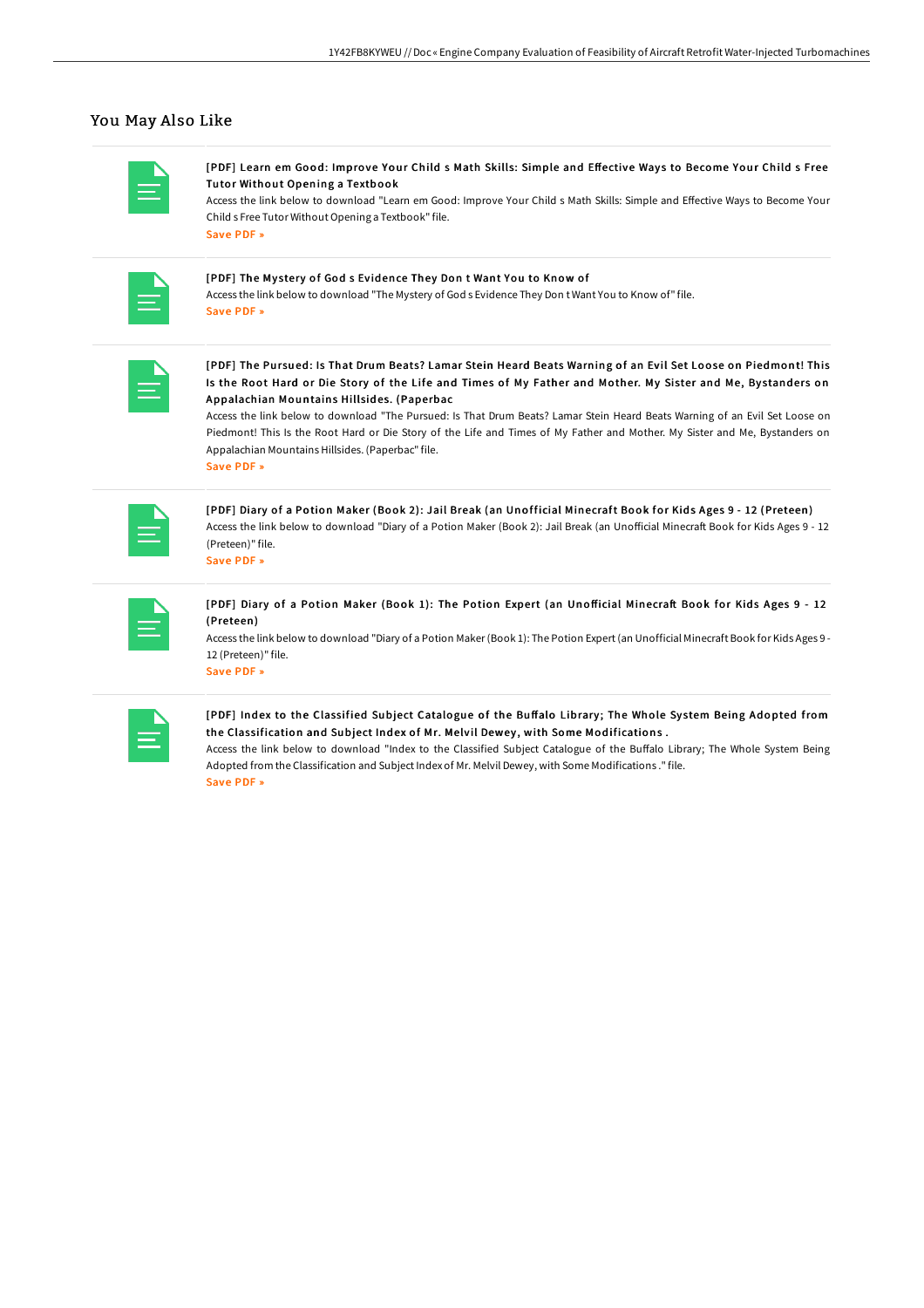## You May Also Like

**[PDF] Learn em Good: Improve Your Child s Math Skills: Simple and Effective Ways to Become Your Child s Free Tutor Without Opening a Textbook**

Access the link below to download "Learn em Good: Improve Your Child s Math Skills: Simple and Effective Ways to Become Your Child s Free Tutor Without Opening a Textbook" file.

Save PDF »

**[PDF] The Mystery of God s Evidence They Don t Want You to Know of**

Access the link below to download "The Mystery of God s Evidence They Don t Want You to Know of" file.

Save PDF »

**[PDF] The Pursued: Is That Drum Beats? Lamar Stein Heard Beats Warning of an Evil Set Loose on Piedmont! This Is the Root Hard or Die Story of the Life and Times of My Father and Mother. My Sister and Me, Bystanders on Appalachian Mountains Hillsides. (Paperbac**

Access the link below to download "The Pursued: Is That Drum Beats? Lamar Stein Heard Beats Warning of an Evil Set Loose on Piedmont! This Is the Root Hard or Die Story of the Life and Times of My Father and Mother. My Sister and Me, Bystanders on Appalachian Mountains Hillsides. (Paperbac" file.

Save PDF »

**[PDF] Diary of a Potion Maker (Book 2): Jail Break (an Unofficial Minecraft Book for Kids Ages 9 - 12 (Preteen)**

Access the link below to download "Diary of a Potion Maker (Book 2): Jail Break (an Unofficial Minecraft Book for Kids Ages 9 - 12 (Preteen)" file.

Save PDF »

**[PDF] Diary of a Potion Maker (Book 1): The Potion Expert (an Unofficial Minecraft Book for Kids Ages 9 - 12 (Preteen)**

Access the link below to download "Diary of a Potion Maker (Book 1): The Potion Expert (an Unofficial Minecraft Book for Kids Ages 9 - 12 (Preteen)" file.

Save PDF »

**[PDF] Index to the Classified Subject Catalogue of the Buffalo Library; The Whole System Being Adopted from the Classification and Subject Index of Mr. Melvil Dewey, with Some Modifications .**

Access the link below to download "Index to the Classified Subject Catalogue of the Buffalo Library; The Whole System Being Adopted from the Classification and Subject Index of Mr. Melvil Dewey, with Some Modifications ." file.

Save PDF »